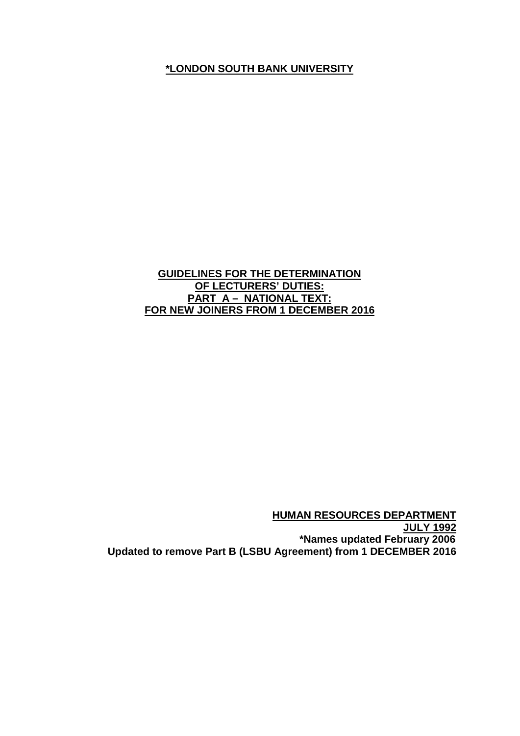# *LONDON SOUTH BANK UNIVERSITY

## GUIDELINES FOR THE DETERMINATION OF LECTURERS' DUTIES: PART A – NATIONAL TEXT: FOR NEW JOINERS FROM 1 DECEMBER 2016

**HUMAN RESOURCES DEPARTMENT**
**JULY 1992**
***Names updated February 2006**
**Updated to remove Part B (LSBU Agreement) from 1 DECEMBER 2016**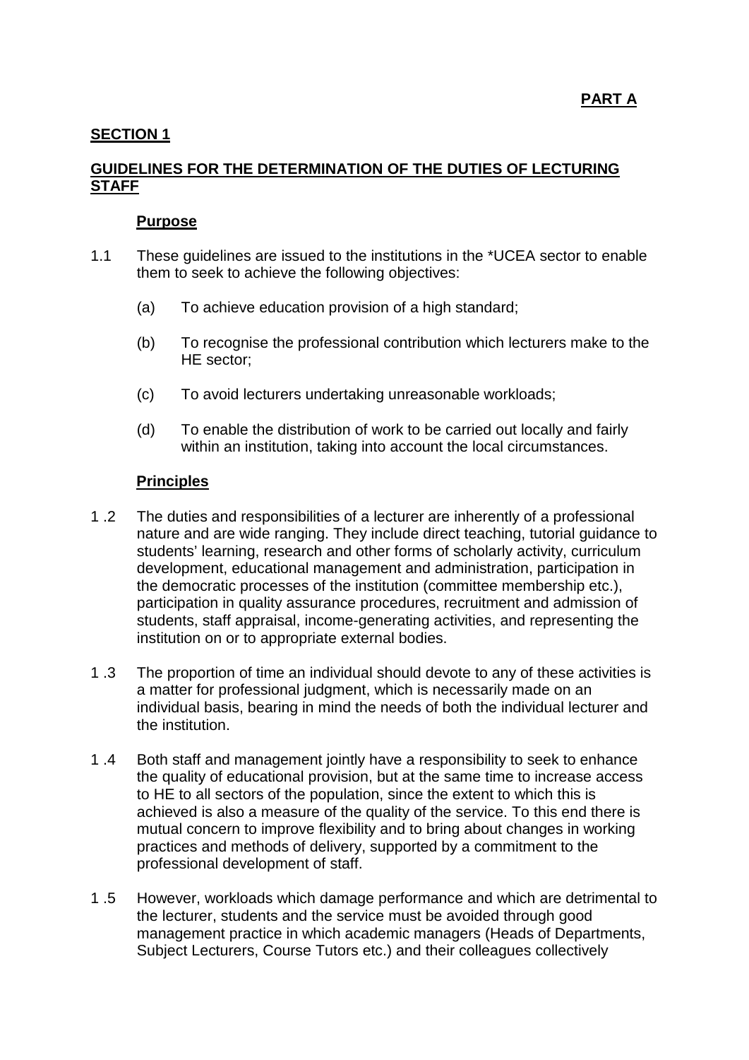**PART A**

## SECTION 1

## GUIDELINES FOR THE DETERMINATION OF THE DUTIES OF LECTURING STAFF

### Purpose

1.1 These guidelines are issued to the institutions in the *UCEA sector to enable them to seek to achieve the following objectives:

   (a) To achieve education provision of a high standard;

   (b) To recognise the professional contribution which lecturers make to the HE sector;

   (c) To avoid lecturers undertaking unreasonable workloads;

   (d) To enable the distribution of work to be carried out locally and fairly within an institution, taking into account the local circumstances.

### Principles

1 .2 The duties and responsibilities of a lecturer are inherently of a professional nature and are wide ranging. They include direct teaching, tutorial guidance to students' learning, research and other forms of scholarly activity, curriculum development, educational management and administration, participation in the democratic processes of the institution (committee membership etc.), participation in quality assurance procedures, recruitment and admission of students, staff appraisal, income-generating activities, and representing the institution on or to appropriate external bodies.

1 .3 The proportion of time an individual should devote to any of these activities is a matter for professional judgment, which is necessarily made on an individual basis, bearing in mind the needs of both the individual lecturer and the institution.

1 .4 Both staff and management jointly have a responsibility to seek to enhance the quality of educational provision, but at the same time to increase access to HE to all sectors of the population, since the extent to which this is achieved is also a measure of the quality of the service. To this end there is mutual concern to improve flexibility and to bring about changes in working practices and methods of delivery, supported by a commitment to the professional development of staff.

1 .5 However, workloads which damage performance and which are detrimental to the lecturer, students and the service must be avoided through good management practice in which academic managers (Heads of Departments, Subject Lecturers, Course Tutors etc.) and their colleagues collectively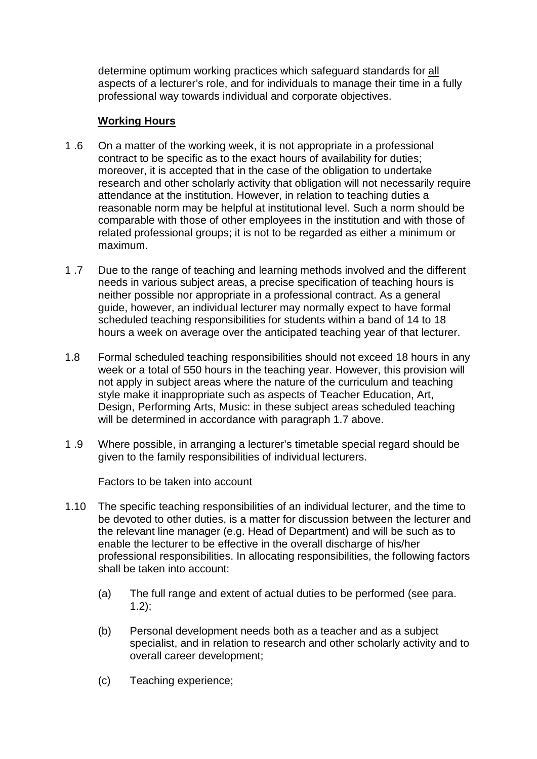determine optimum working practices which safeguard standards for <u>all</u> aspects of a lecturer's role, and for individuals to manage their time in a fully professional way towards individual and corporate objectives.

## Working Hours

1 .6 On a matter of the working week, it is not appropriate in a professional contract to be specific as to the exact hours of availability for duties; moreover, it is accepted that in the case of the obligation to undertake research and other scholarly activity that obligation will not necessarily require attendance at the institution. However, in relation to teaching duties a reasonable norm may be helpful at institutional level. Such a norm should be comparable with those of other employees in the institution and with those of related professional groups; it is not to be regarded as either a minimum or maximum.

1 .7 Due to the range of teaching and learning methods involved and the different needs in various subject areas, a precise specification of teaching hours is neither possible nor appropriate in a professional contract. As a general guide, however, an individual lecturer may normally expect to have formal scheduled teaching responsibilities for students within a band of 14 to 18 hours a week on average over the anticipated teaching year of that lecturer.

1.8 Formal scheduled teaching responsibilities should not exceed 18 hours in any week or a total of 550 hours in the teaching year. However, this provision will not apply in subject areas where the nature of the curriculum and teaching style make it inappropriate such as aspects of Teacher Education, Art, Design, Performing Arts, Music: in these subject areas scheduled teaching will be determined in accordance with paragraph 1.7 above.

1 .9 Where possible, in arranging a lecturer's timetable special regard should be given to the family responsibilities of individual lecturers.

<u>Factors to be taken into account</u>

1.10 The specific teaching responsibilities of an individual lecturer, and the time to be devoted to other duties, is a matter for discussion between the lecturer and the relevant line manager (e.g. Head of Department) and will be such as to enable the lecturer to be effective in the overall discharge of his/her professional responsibilities. In allocating responsibilities, the following factors shall be taken into account:

(a) The full range and extent of actual duties to be performed (see para. 1.2);

(b) Personal development needs both as a teacher and as a subject specialist, and in relation to research and other scholarly activity and to overall career development;

(c) Teaching experience;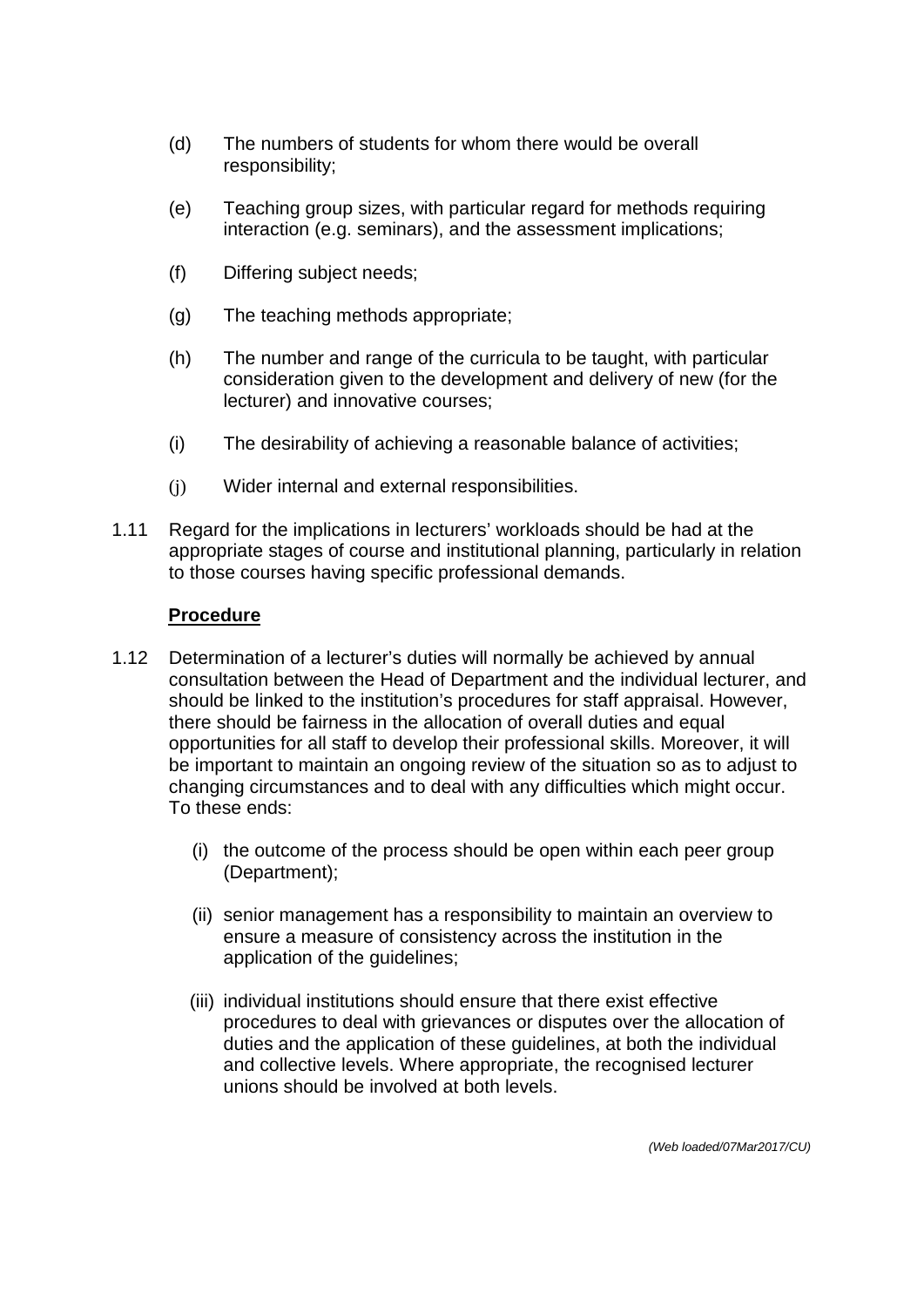(d) The numbers of students for whom there would be overall responsibility;

(e) Teaching group sizes, with particular regard for methods requiring interaction (e.g. seminars), and the assessment implications;

(f) Differing subject needs;

(g) The teaching methods appropriate;

(h) The number and range of the curricula to be taught, with particular consideration given to the development and delivery of new (for the lecturer) and innovative courses;

(i) The desirability of achieving a reasonable balance of activities;

(j) Wider internal and external responsibilities.

1.11 Regard for the implications in lecturers' workloads should be had at the appropriate stages of course and institutional planning, particularly in relation to those courses having specific professional demands.

**Procedure**

1.12 Determination of a lecturer's duties will normally be achieved by annual consultation between the Head of Department and the individual lecturer, and should be linked to the institution's procedures for staff appraisal. However, there should be fairness in the allocation of overall duties and equal opportunities for all staff to develop their professional skills. Moreover, it will be important to maintain an ongoing review of the situation so as to adjust to changing circumstances and to deal with any difficulties which might occur. To these ends:

(i) the outcome of the process should be open within each peer group (Department);

(ii) senior management has a responsibility to maintain an overview to ensure a measure of consistency across the institution in the application of the guidelines;

(iii) individual institutions should ensure that there exist effective procedures to deal with grievances or disputes over the allocation of duties and the application of these guidelines, at both the individual and collective levels. Where appropriate, the recognised lecturer unions should be involved at both levels.

*(Web loaded/07Mar2017/CU)*